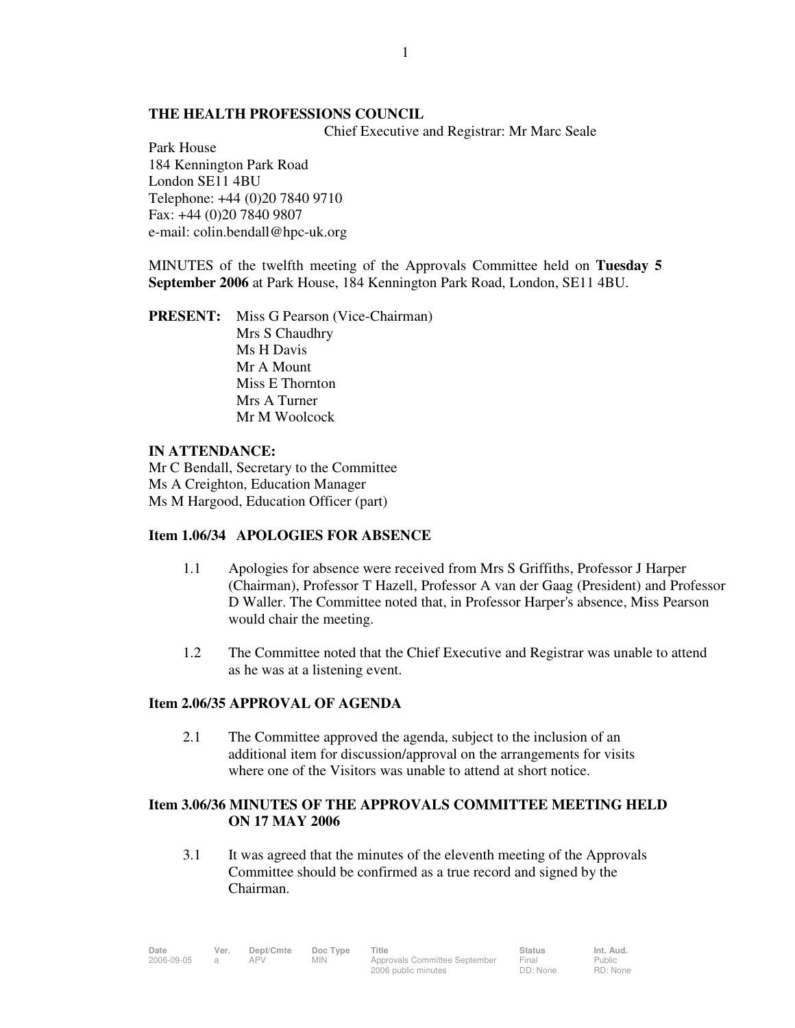**THE HEALTH PROFESSIONS COUNCIL**

Chief Executive and Registrar: Mr Marc Seale

Park House
184 Kennington Park Road
London SE11 4BU
Telephone: +44 (0)20 7840 9710
Fax: +44 (0)20 7840 9807
e-mail: colin.bendall@hpc-uk.org

MINUTES of the twelfth meeting of the Approvals Committee held on **Tuesday 5 September 2006** at Park House, 184 Kennington Park Road, London, SE11 4BU.

**PRESENT:** Miss G Pearson (Vice-Chairman)
Mrs S Chaudhry
Ms H Davis
Mr A Mount
Miss E Thornton
Mrs A Turner
Mr M Woolcock

**IN ATTENDANCE:**
Mr C Bendall, Secretary to the Committee
Ms A Creighton, Education Manager
Ms M Hargood, Education Officer (part)

**Item 1.06/34 APOLOGIES FOR ABSENCE**

1.1 Apologies for absence were received from Mrs S Griffiths, Professor J Harper (Chairman), Professor T Hazell, Professor A van der Gaag (President) and Professor D Waller. The Committee noted that, in Professor Harper's absence, Miss Pearson would chair the meeting.

1.2 The Committee noted that the Chief Executive and Registrar was unable to attend as he was at a listening event.

**Item 2.06/35 APPROVAL OF AGENDA**

2.1 The Committee approved the agenda, subject to the inclusion of an additional item for discussion/approval on the arrangements for visits where one of the Visitors was unable to attend at short notice.

**Item 3.06/36 MINUTES OF THE APPROVALS COMMITTEE MEETING HELD ON 17 MAY 2006**

3.1 It was agreed that the minutes of the eleventh meeting of the Approvals Committee should be confirmed as a true record and signed by the Chairman.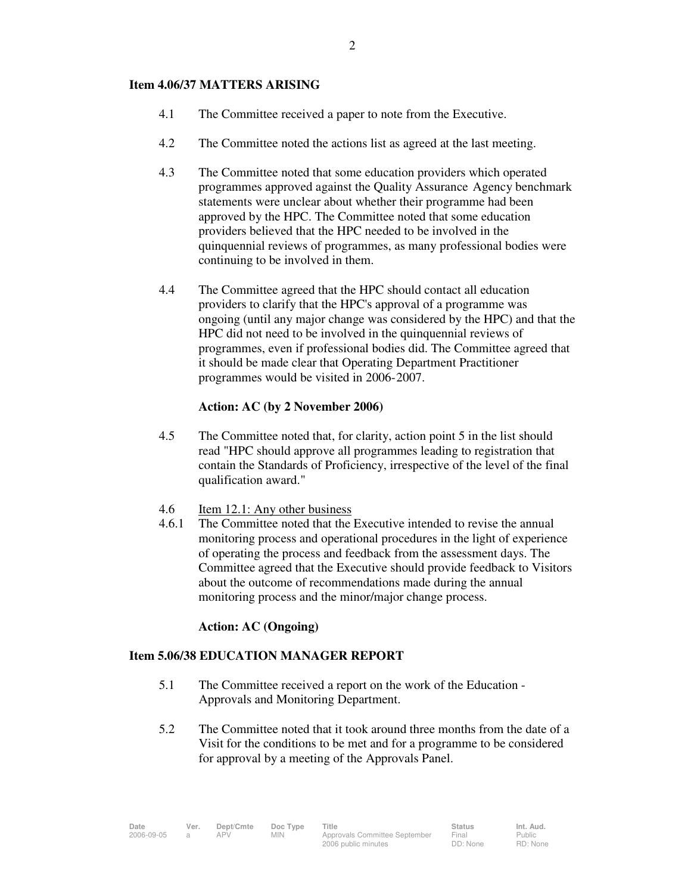**Item 4.06/37 MATTERS ARISING**

4.1 The Committee received a paper to note from the Executive.

4.2 The Committee noted the actions list as agreed at the last meeting.

4.3 The Committee noted that some education providers which operated programmes approved against the Quality Assurance Agency benchmark statements were unclear about whether their programme had been approved by the HPC. The Committee noted that some education providers believed that the HPC needed to be involved in the quinquennial reviews of programmes, as many professional bodies were continuing to be involved in them.

4.4 The Committee agreed that the HPC should contact all education providers to clarify that the HPC's approval of a programme was ongoing (until any major change was considered by the HPC) and that the HPC did not need to be involved in the quinquennial reviews of programmes, even if professional bodies did. The Committee agreed that it should be made clear that Operating Department Practitioner programmes would be visited in 2006-2007.

**Action: AC (by 2 November 2006)**

4.5 The Committee noted that, for clarity, action point 5 in the list should read "HPC should approve all programmes leading to registration that contain the Standards of Proficiency, irrespective of the level of the final qualification award."

4.6 Item 12.1: Any other business

4.6.1 The Committee noted that the Executive intended to revise the annual monitoring process and operational procedures in the light of experience of operating the process and feedback from the assessment days. The Committee agreed that the Executive should provide feedback to Visitors about the outcome of recommendations made during the annual monitoring process and the minor/major change process.

**Action: AC (Ongoing)**

**Item 5.06/38 EDUCATION MANAGER REPORT**

5.1 The Committee received a report on the work of the Education - Approvals and Monitoring Department.

5.2 The Committee noted that it took around three months from the date of a Visit for the conditions to be met and for a programme to be considered for approval by a meeting of the Approvals Panel.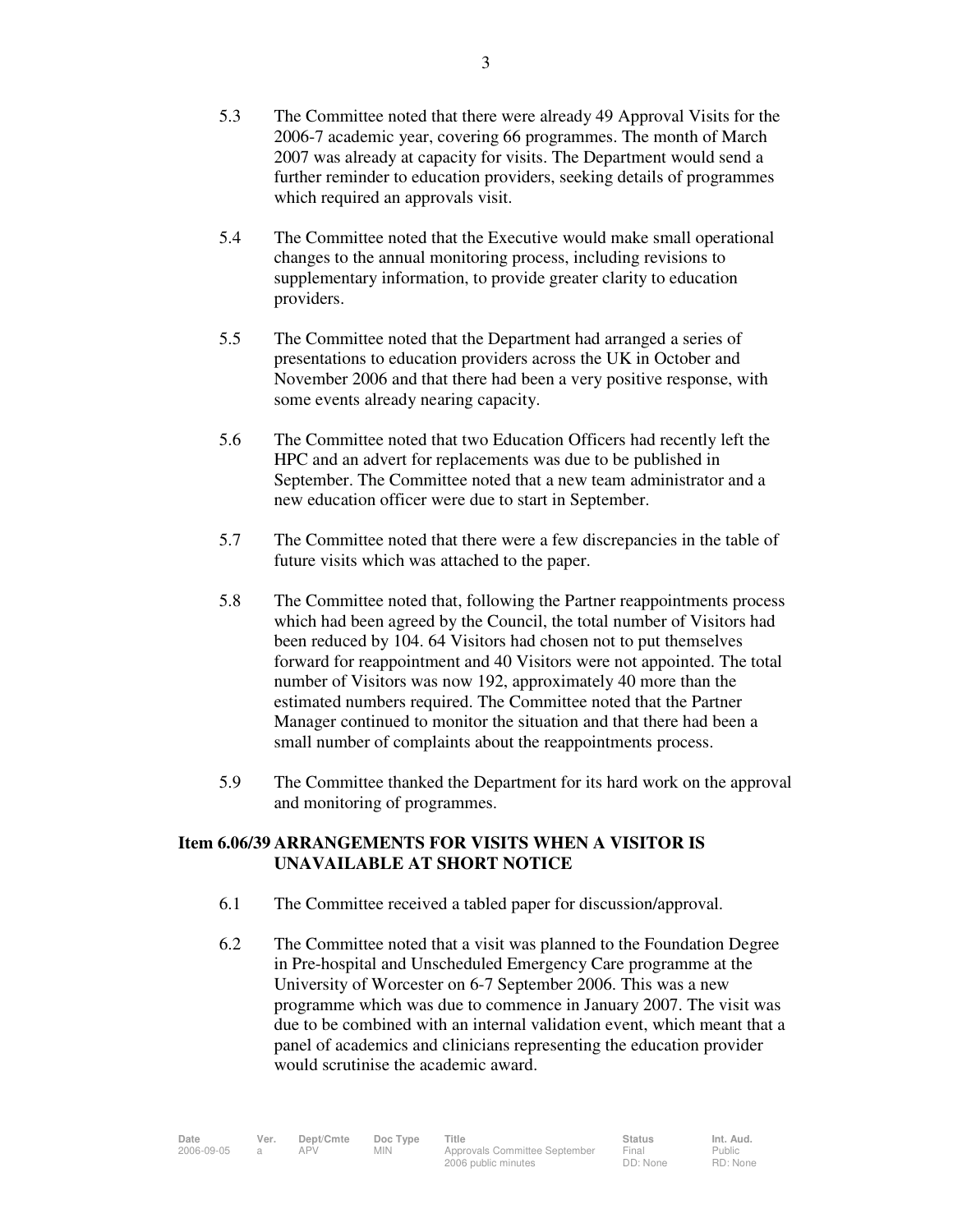5.3 The Committee noted that there were already 49 Approval Visits for the 2006-7 academic year, covering 66 programmes. The month of March 2007 was already at capacity for visits. The Department would send a further reminder to education providers, seeking details of programmes which required an approvals visit.

5.4 The Committee noted that the Executive would make small operational changes to the annual monitoring process, including revisions to supplementary information, to provide greater clarity to education providers.

5.5 The Committee noted that the Department had arranged a series of presentations to education providers across the UK in October and November 2006 and that there had been a very positive response, with some events already nearing capacity.

5.6 The Committee noted that two Education Officers had recently left the HPC and an advert for replacements was due to be published in September. The Committee noted that a new team administrator and a new education officer were due to start in September.

5.7 The Committee noted that there were a few discrepancies in the table of future visits which was attached to the paper.

5.8 The Committee noted that, following the Partner reappointments process which had been agreed by the Council, the total number of Visitors had been reduced by 104. 64 Visitors had chosen not to put themselves forward for reappointment and 40 Visitors were not appointed. The total number of Visitors was now 192, approximately 40 more than the estimated numbers required. The Committee noted that the Partner Manager continued to monitor the situation and that there had been a small number of complaints about the reappointments process.

5.9 The Committee thanked the Department for its hard work on the approval and monitoring of programmes.

## Item 6.06/39 ARRANGEMENTS FOR VISITS WHEN A VISITOR IS UNAVAILABLE AT SHORT NOTICE

6.1 The Committee received a tabled paper for discussion/approval.

6.2 The Committee noted that a visit was planned to the Foundation Degree in Pre-hospital and Unscheduled Emergency Care programme at the University of Worcester on 6-7 September 2006. This was a new programme which was due to commence in January 2007. The visit was due to be combined with an internal validation event, which meant that a panel of academics and clinicians representing the education provider would scrutinise the academic award.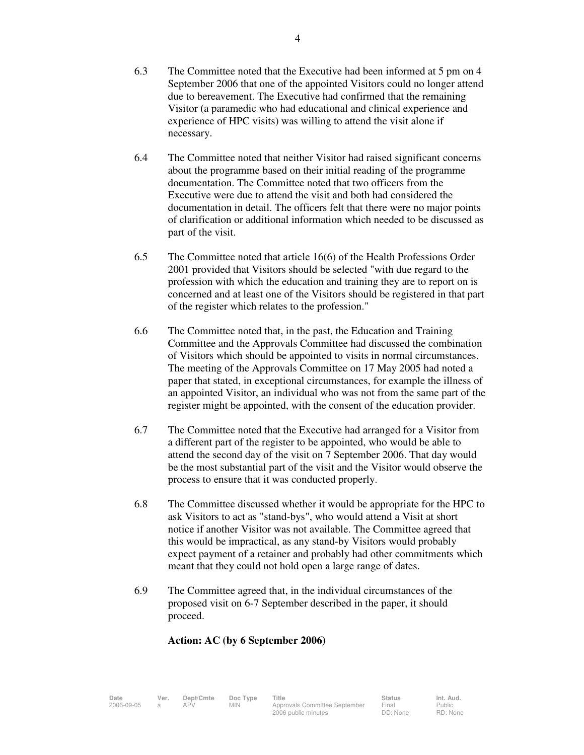6.3 The Committee noted that the Executive had been informed at 5 pm on 4 September 2006 that one of the appointed Visitors could no longer attend due to bereavement. The Executive had confirmed that the remaining Visitor (a paramedic who had educational and clinical experience and experience of HPC visits) was willing to attend the visit alone if necessary.

6.4 The Committee noted that neither Visitor had raised significant concerns about the programme based on their initial reading of the programme documentation. The Committee noted that two officers from the Executive were due to attend the visit and both had considered the documentation in detail. The officers felt that there were no major points of clarification or additional information which needed to be discussed as part of the visit.

6.5 The Committee noted that article 16(6) of the Health Professions Order 2001 provided that Visitors should be selected "with due regard to the profession with which the education and training they are to report on is concerned and at least one of the Visitors should be registered in that part of the register which relates to the profession."

6.6 The Committee noted that, in the past, the Education and Training Committee and the Approvals Committee had discussed the combination of Visitors which should be appointed to visits in normal circumstances. The meeting of the Approvals Committee on 17 May 2005 had noted a paper that stated, in exceptional circumstances, for example the illness of an appointed Visitor, an individual who was not from the same part of the register might be appointed, with the consent of the education provider.

6.7 The Committee noted that the Executive had arranged for a Visitor from a different part of the register to be appointed, who would be able to attend the second day of the visit on 7 September 2006. That day would be the most substantial part of the visit and the Visitor would observe the process to ensure that it was conducted properly.

6.8 The Committee discussed whether it would be appropriate for the HPC to ask Visitors to act as "stand-bys", who would attend a Visit at short notice if another Visitor was not available. The Committee agreed that this would be impractical, as any stand-by Visitors would probably expect payment of a retainer and probably had other commitments which meant that they could not hold open a large range of dates.

6.9 The Committee agreed that, in the individual circumstances of the proposed visit on 6-7 September described in the paper, it should proceed.

**Action: AC (by 6 September 2006)**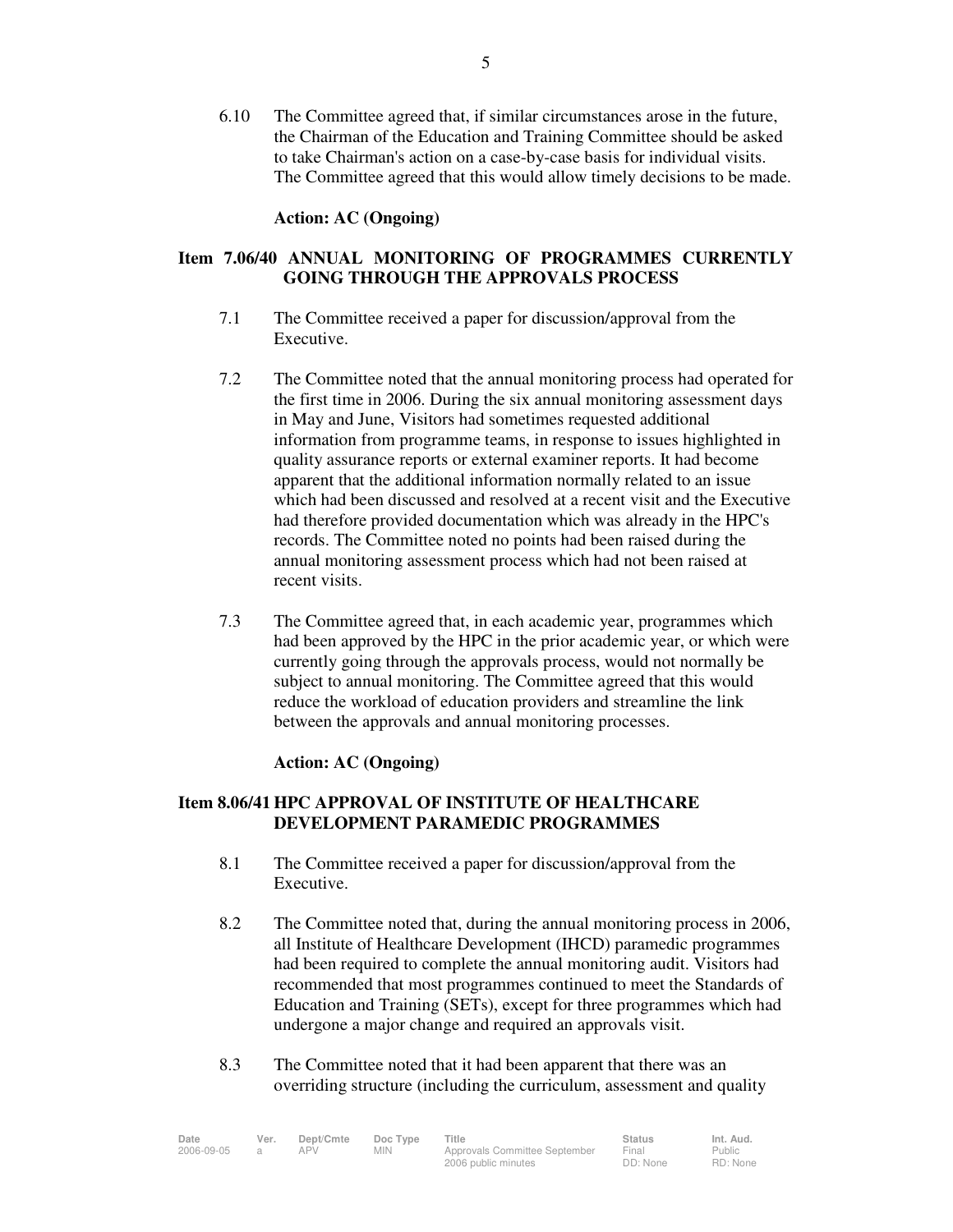6.10 The Committee agreed that, if similar circumstances arose in the future, the Chairman of the Education and Training Committee should be asked to take Chairman's action on a case-by-case basis for individual visits. The Committee agreed that this would allow timely decisions to be made.

**Action: AC (Ongoing)**

## Item 7.06/40 ANNUAL MONITORING OF PROGRAMMES CURRENTLY GOING THROUGH THE APPROVALS PROCESS

7.1 The Committee received a paper for discussion/approval from the Executive.

7.2 The Committee noted that the annual monitoring process had operated for the first time in 2006. During the six annual monitoring assessment days in May and June, Visitors had sometimes requested additional information from programme teams, in response to issues highlighted in quality assurance reports or external examiner reports. It had become apparent that the additional information normally related to an issue which had been discussed and resolved at a recent visit and the Executive had therefore provided documentation which was already in the HPC's records. The Committee noted no points had been raised during the annual monitoring assessment process which had not been raised at recent visits.

7.3 The Committee agreed that, in each academic year, programmes which had been approved by the HPC in the prior academic year, or which were currently going through the approvals process, would not normally be subject to annual monitoring. The Committee agreed that this would reduce the workload of education providers and streamline the link between the approvals and annual monitoring processes.

**Action: AC (Ongoing)**

## Item 8.06/41 HPC APPROVAL OF INSTITUTE OF HEALTHCARE DEVELOPMENT PARAMEDIC PROGRAMMES

8.1 The Committee received a paper for discussion/approval from the Executive.

8.2 The Committee noted that, during the annual monitoring process in 2006, all Institute of Healthcare Development (IHCD) paramedic programmes had been required to complete the annual monitoring audit. Visitors had recommended that most programmes continued to meet the Standards of Education and Training (SETs), except for three programmes which had undergone a major change and required an approvals visit.

8.3 The Committee noted that it had been apparent that there was an overriding structure (including the curriculum, assessment and quality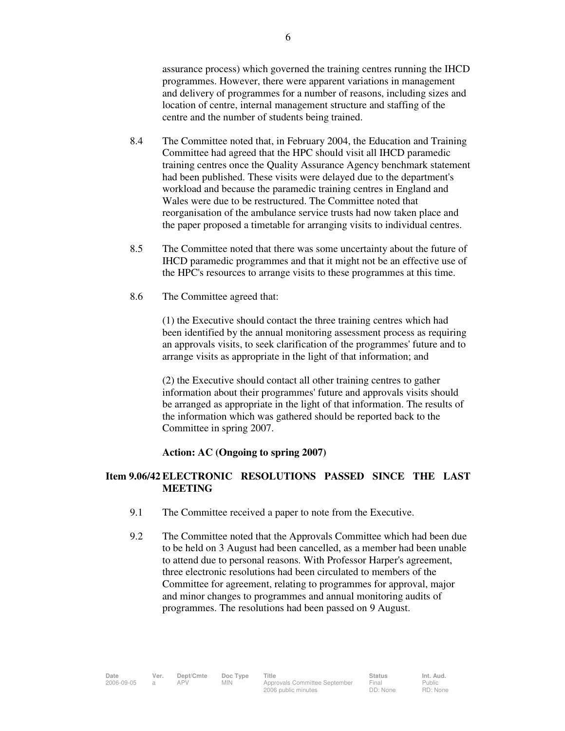assurance process) which governed the training centres running the IHCD programmes. However, there were apparent variations in management and delivery of programmes for a number of reasons, including sizes and location of centre, internal management structure and staffing of the centre and the number of students being trained.

8.4 The Committee noted that, in February 2004, the Education and Training Committee had agreed that the HPC should visit all IHCD paramedic training centres once the Quality Assurance Agency benchmark statement had been published. These visits were delayed due to the department's workload and because the paramedic training centres in England and Wales were due to be restructured. The Committee noted that reorganisation of the ambulance service trusts had now taken place and the paper proposed a timetable for arranging visits to individual centres.

8.5 The Committee noted that there was some uncertainty about the future of IHCD paramedic programmes and that it might not be an effective use of the HPC's resources to arrange visits to these programmes at this time.

8.6 The Committee agreed that:

(1) the Executive should contact the three training centres which had been identified by the annual monitoring assessment process as requiring an approvals visits, to seek clarification of the programmes' future and to arrange visits as appropriate in the light of that information; and

(2) the Executive should contact all other training centres to gather information about their programmes' future and approvals visits should be arranged as appropriate in the light of that information. The results of the information which was gathered should be reported back to the Committee in spring 2007.

**Action: AC (Ongoing to spring 2007)**

## Item 9.06/42 ELECTRONIC RESOLUTIONS PASSED SINCE THE LAST MEETING

9.1 The Committee received a paper to note from the Executive.

9.2 The Committee noted that the Approvals Committee which had been due to be held on 3 August had been cancelled, as a member had been unable to attend due to personal reasons. With Professor Harper's agreement, three electronic resolutions had been circulated to members of the Committee for agreement, relating to programmes for approval, major and minor changes to programmes and annual monitoring audits of programmes. The resolutions had been passed on 9 August.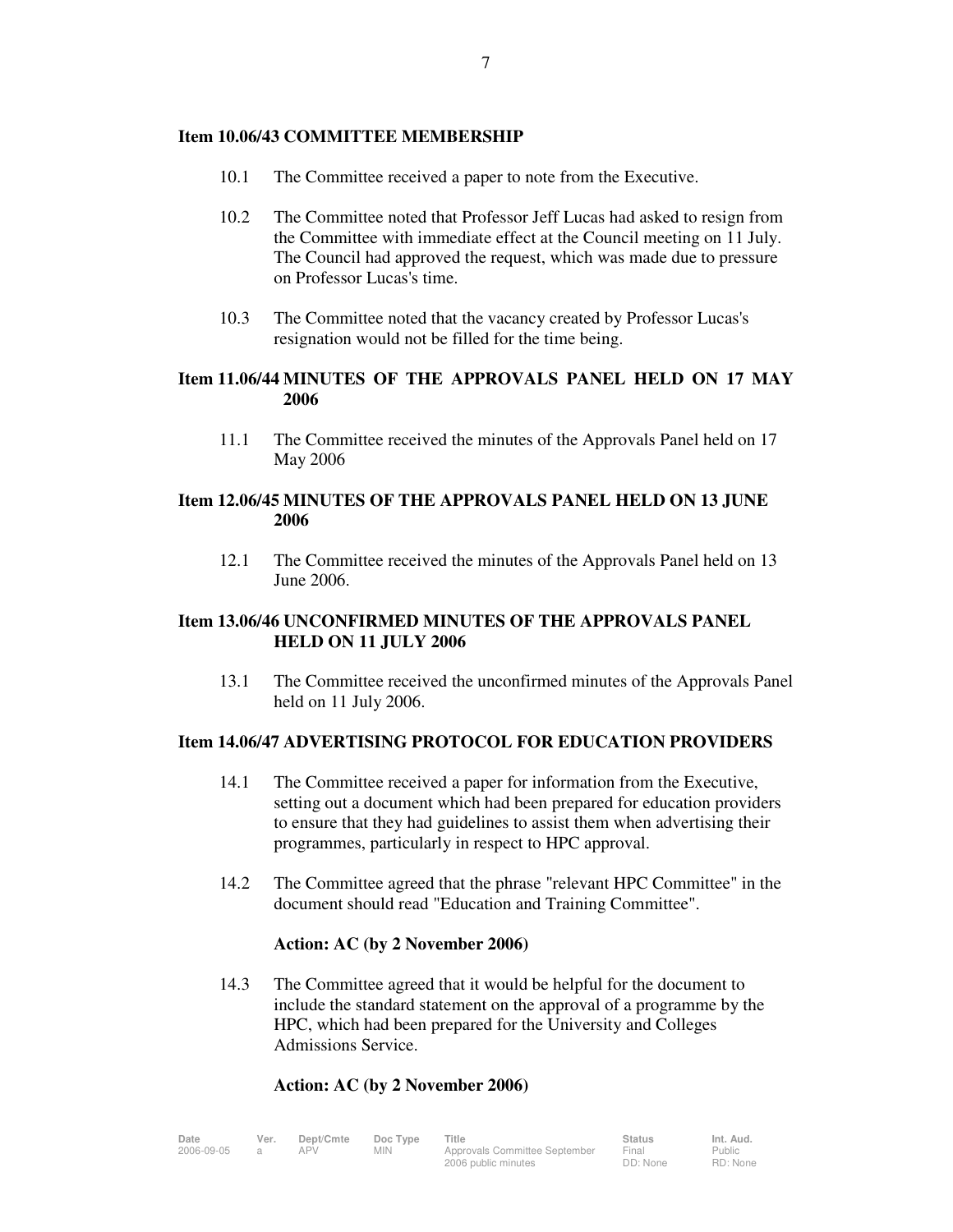### Item 10.06/43 COMMITTEE MEMBERSHIP

10.1 The Committee received a paper to note from the Executive.

10.2 The Committee noted that Professor Jeff Lucas had asked to resign from the Committee with immediate effect at the Council meeting on 11 July. The Council had approved the request, which was made due to pressure on Professor Lucas's time.

10.3 The Committee noted that the vacancy created by Professor Lucas's resignation would not be filled for the time being.

### Item 11.06/44 MINUTES OF THE APPROVALS PANEL HELD ON 17 MAY 2006

11.1 The Committee received the minutes of the Approvals Panel held on 17 May 2006

### Item 12.06/45 MINUTES OF THE APPROVALS PANEL HELD ON 13 JUNE 2006

12.1 The Committee received the minutes of the Approvals Panel held on 13 June 2006.

### Item 13.06/46 UNCONFIRMED MINUTES OF THE APPROVALS PANEL HELD ON 11 JULY 2006

13.1 The Committee received the unconfirmed minutes of the Approvals Panel held on 11 July 2006.

### Item 14.06/47 ADVERTISING PROTOCOL FOR EDUCATION PROVIDERS

14.1 The Committee received a paper for information from the Executive, setting out a document which had been prepared for education providers to ensure that they had guidelines to assist them when advertising their programmes, particularly in respect to HPC approval.

14.2 The Committee agreed that the phrase "relevant HPC Committee" in the document should read "Education and Training Committee".

**Action: AC (by 2 November 2006)**

14.3 The Committee agreed that it would be helpful for the document to include the standard statement on the approval of a programme by the HPC, which had been prepared for the University and Colleges Admissions Service.

**Action: AC (by 2 November 2006)**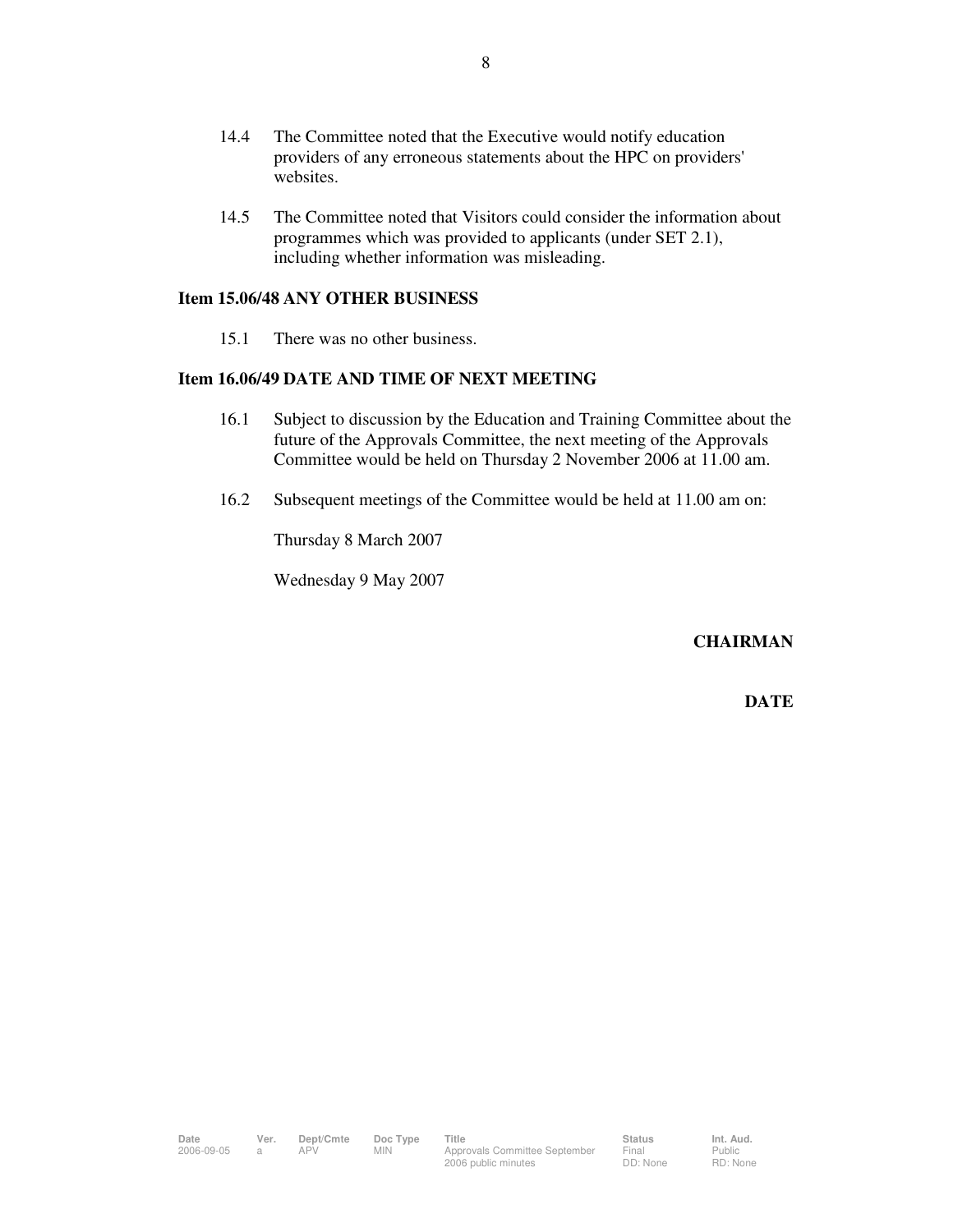14.4 The Committee noted that the Executive would notify education providers of any erroneous statements about the HPC on providers' websites.

14.5 The Committee noted that Visitors could consider the information about programmes which was provided to applicants (under SET 2.1), including whether information was misleading.

**Item 15.06/48 ANY OTHER BUSINESS**

15.1 There was no other business.

**Item 16.06/49 DATE AND TIME OF NEXT MEETING**

16.1 Subject to discussion by the Education and Training Committee about the future of the Approvals Committee, the next meeting of the Approvals Committee would be held on Thursday 2 November 2006 at 11.00 am.

16.2 Subsequent meetings of the Committee would be held at 11.00 am on:

Thursday 8 March 2007

Wednesday 9 May 2007

**CHAIRMAN**

**DATE**